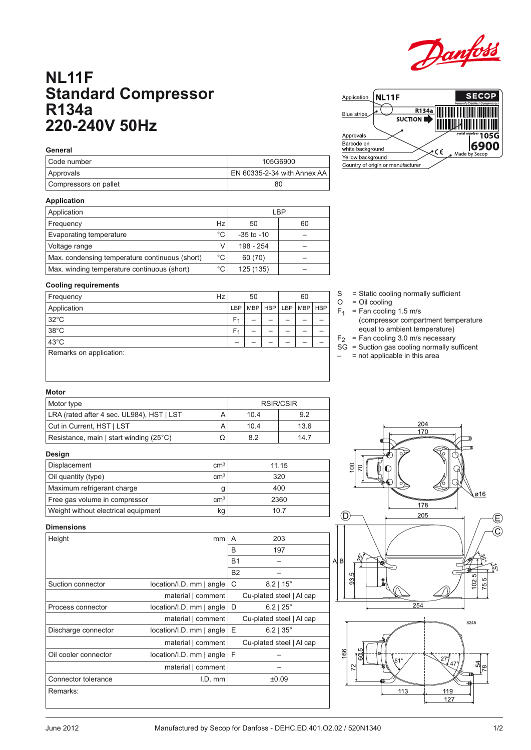# NL11F
# Standard Compressor
# R134a
# 220-240V 50Hz

### General

| Code number | 105G6900 |
|---|---|
| Approvals | EN 60335-2-34 with Annex AA |
| Compressors on pallet | 80 |

### Application

| Application | | LBP | |
|---|---|---|---|
| Frequency | Hz | 50 | 60 |
| Evaporating temperature | °C | -35 to -10 | – |
| Voltage range | V | 198 - 254 | – |
| Max. condensing temperature continuous (short) | °C | 60 (70) | – |
| Max. winding temperature continuous (short) | °C | 125 (135) | – |

### Cooling requirements

| Frequency | Hz | 50 | | | 60 | | |
|---|---|---|---|---|---|---|---|
| Application | | LBP | MBP | HBP | LBP | MBP | HBP |
| 32°C | | $F_1$ | – | – | – | – | – |
| 38°C | | $F_1$ | – | – | – | – | – |
| 43°C | | – | – | – | – | – | – |
| Remarks on application: | | | | | | | |

S = Static cooling normally sufficient
O = Oil cooling
$F_1$ = Fan cooling 1.5 m/s (compressor compartment temperature equal to ambient temperature)
$F_2$ = Fan cooling 3.0 m/s necessary
SG = Suction gas cooling normally suffcient
– = not applicable in this area

### Motor

| Motor type | | RSIR/CSIR | |
|---|---|---|---|
| LRA (rated after 4 sec. UL984), HST \| LST | A | 10.4 | 9.2 |
| Cut in Current, HST \| LST | A | 10.4 | 13.6 |
| Resistance, main \| start winding (25°C) | Ω | 8.2 | 14.7 |

### Design

| Displacement | cm³ | 11.15 |
|---|---|---|
| Oil quantity (type) | cm³ | 320 |
| Maximum refrigerant charge | g | 400 |
| Free gas volume in compressor | cm³ | 2360 |
| Weight without electrical equipment | kg | 10.7 |

### Dimensions

| Height | mm | A | 203 |
|---|---|---|---|
| | | B | 197 |
| | | B1 | – |
| | | B2 | – |
| Suction connector | location/I.D. mm \| angle | C | 8.2 \| 15° |
| | material \| comment | | Cu-plated steel \| Al cap |
| Process connector | location/I.D. mm \| angle | D | 6.2 \| 25° |
| | material \| comment | | Cu-plated steel \| Al cap |
| Discharge connector | location/I.D. mm \| angle | E | 6.2 \| 35° |
| | material \| comment | | Cu-plated steel \| Al cap |
| Oil cooler connector | location/I.D. mm \| angle | F | – |
| | material \| comment | | – |
| Connector tolerance | I.D. mm | | ±0.09 |
| Remarks: | | | |

Application: NL11F — Blue stripe: R134a SUCTION — Approvals — Barcode on white background — Yellow background: serial number 105G 6900 — Country of origin or manufacturer: Made by Secop

June 2012 — Manufactured by Secop for Danfoss - DEHC.ED.401.O2.02 / 520N1340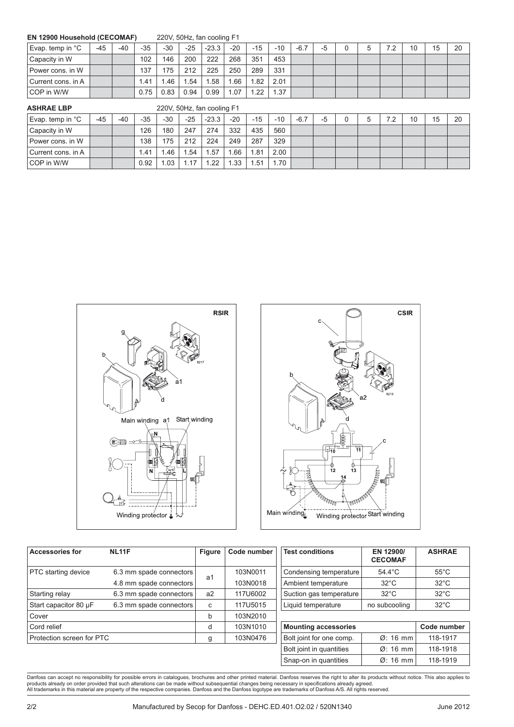**EN 12900 Household (CECOMAF)** 220V, 50Hz, fan cooling F1

| Evap. temp in °C | -45 | -40 | -35 | -30 | -25 | -23.3 | -20 | -15 | -10 | -6.7 | -5 | 0 | 5 | 7.2 | 10 | 15 | 20 |
|---|---|---|---|---|---|---|---|---|---|---|---|---|---|---|---|---|---|
| Capacity in W | | | 102 | 146 | 200 | 222 | 268 | 351 | 453 | | | | | | | | |
| Power cons. in W | | | 137 | 175 | 212 | 225 | 250 | 289 | 331 | | | | | | | | |
| Current cons. in A | | | 1.41 | 1.46 | 1.54 | 1.58 | 1.66 | 1.82 | 2.01 | | | | | | | | |
| COP in W/W | | | 0.75 | 0.83 | 0.94 | 0.99 | 1.07 | 1.22 | 1.37 | | | | | | | | |

**ASHRAE LBP** 220V, 50Hz, fan cooling F1

| Evap. temp in °C | -45 | -40 | -35 | -30 | -25 | -23.3 | -20 | -15 | -10 | -6.7 | -5 | 0 | 5 | 7.2 | 10 | 15 | 20 |
|---|---|---|---|---|---|---|---|---|---|---|---|---|---|---|---|---|---|
| Capacity in W | | | 126 | 180 | 247 | 274 | 332 | 435 | 560 | | | | | | | | |
| Power cons. in W | | | 138 | 175 | 212 | 224 | 249 | 287 | 329 | | | | | | | | |
| Current cons. in A | | | 1.41 | 1.46 | 1.54 | 1.57 | 1.66 | 1.81 | 2.00 | | | | | | | | |
| COP in W/W | | | 0.92 | 1.03 | 1.17 | 1.22 | 1.33 | 1.51 | 1.70 | | | | | | | | |

RSIR

g, b, a1, d

Main winding a1 Start winding

N, N, L, C

Winding protector

CSIR

c, b, a2, d, c

10, 11, 12, 13, 14

Main winding Winding protector Start winding

| Accessories for | NL11F | Figure | Code number |
|---|---|---|---|
| PTC starting device | 6.3 mm spade connectors | a1 | 103N0011 |
| | 4.8 mm spade connectors | | 103N0018 |
| Starting relay | 6.3 mm spade connectors | a2 | 117U6002 |
| Start capacitor 80 µF | 6.3 mm spade connectors | c | 117U5015 |
| Cover | | b | 103N2010 |
| Cord relief | | d | 103N1010 |
| Protection screen for PTC | | g | 103N0476 |

| Test conditions | EN 12900/ CECOMAF | ASHRAE |
|---|---|---|
| Condensing temperature | 54.4°C | 55°C |
| Ambient temperature | 32°C | 32°C |
| Suction gas temperature | 32°C | 32°C |
| Liquid temperature | no subcooling | 32°C |

| Mounting accessories | | Code number |
|---|---|---|
| Bolt joint for one comp. | Ø: 16 mm | 118-1917 |
| Bolt joint in quantities | Ø: 16 mm | 118-1918 |
| Snap-on in quantities | Ø: 16 mm | 118-1919 |

Danfoss can accept no responsibility for possible errors in catalogues, brochures and other printed material. Danfoss reserves the right to alter its products without notice. This also applies to products already on order provided that such alterations can be made without subsequential changes being necessary in specifications already agreed.
All trademarks in this material are property of the respective companies. Danfoss and the Danfoss logotype are trademarks of Danfoss A/S. All rights reserved.

Manufactured by Secop for Danfoss - DEHC.ED.401.O2.02 / 520N1340 June 2012